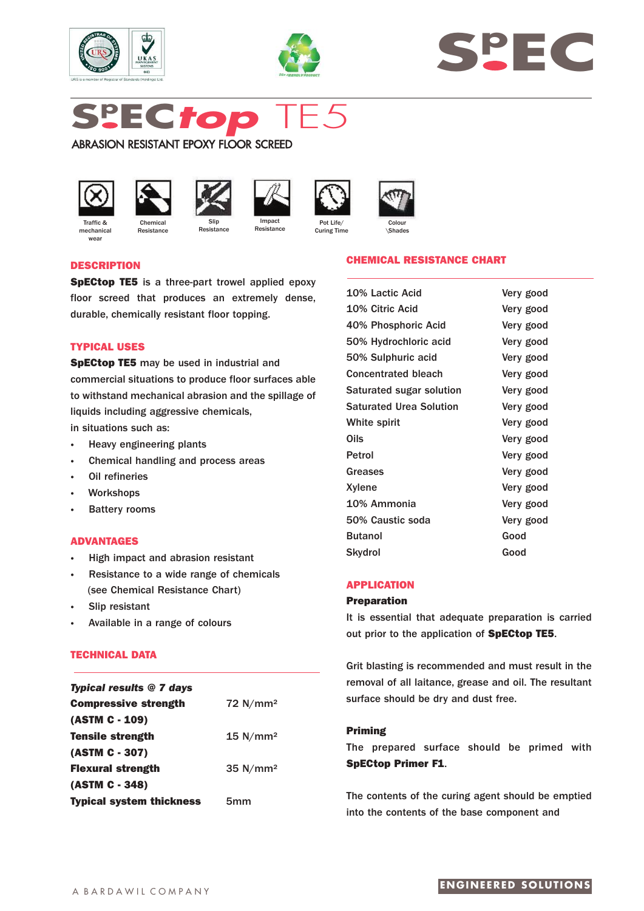# SpECtop TE5

ABRASION RESISTANT EPOXY FLOOR SCREED

Traffic & mechanical wear | Chemical Resistance | Slip Resistance | Impact Resistance | Pot Life/ Curing Time | Colour \Shades

## DESCRIPTION

**SpECtop TE5** is a three-part trowel applied epoxy floor screed that produces an extremely dense, durable, chemically resistant floor topping.

## TYPICAL USES

**SpECtop TE5** may be used in industrial and commercial situations to produce floor surfaces able to withstand mechanical abrasion and the spillage of liquids including aggressive chemicals, in situations such as:

- Heavy engineering plants
- Chemical handling and process areas
- Oil refineries
- Workshops
- Battery rooms

## ADVANTAGES

- High impact and abrasion resistant
- Resistance to a wide range of chemicals (see Chemical Resistance Chart)
- Slip resistant
- Available in a range of colours

## TECHNICAL DATA

| *Typical results @ 7 days* | |
|---|---|
| **Compressive strength (ASTM C - 109)** | 72 N/mm² |
| **Tensile strength (ASTM C - 307)** | 15 N/mm² |
| **Flexural strength (ASTM C - 348)** | 35 N/mm² |
| **Typical system thickness** | 5mm |

## CHEMICAL RESISTANCE CHART

| | |
|---|---|
| 10% Lactic Acid | Very good |
| 10% Citric Acid | Very good |
| 40% Phosphoric Acid | Very good |
| 50% Hydrochloric acid | Very good |
| 50% Sulphuric acid | Very good |
| Concentrated bleach | Very good |
| Saturated sugar solution | Very good |
| Saturated Urea Solution | Very good |
| White spirit | Very good |
| Oils | Very good |
| Petrol | Very good |
| Greases | Very good |
| Xylene | Very good |
| 10% Ammonia | Very good |
| 50% Caustic soda | Very good |
| Butanol | Good |
| Skydrol | Good |

## APPLICATION

**Preparation**

It is essential that adequate preparation is carried out prior to the application of **SpECtop TE5**.

Grit blasting is recommended and must result in the removal of all laitance, grease and oil. The resultant surface should be dry and dust free.

**Priming**

The prepared surface should be primed with **SpECtop Primer F1**.

The contents of the curing agent should be emptied into the contents of the base component and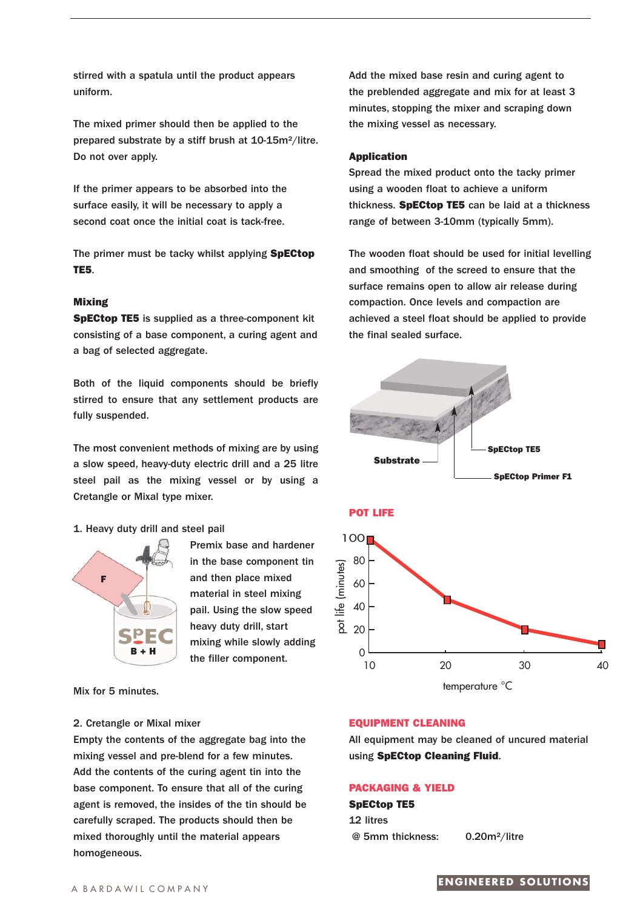stirred with a spatula until the product appears uniform.

The mixed primer should then be applied to the prepared substrate by a stiff brush at 10-15m²/litre. Do not over apply.

If the primer appears to be absorbed into the surface easily, it will be necessary to apply a second coat once the initial coat is tack-free.

The primer must be tacky whilst applying **SpECtop TE5**.

### Mixing

**SpECtop TE5** is supplied as a three-component kit consisting of a base component, a curing agent and a bag of selected aggregate.

Both of the liquid components should be briefly stirred to ensure that any settlement products are fully suspended.

The most convenient methods of mixing are by using a slow speed, heavy-duty electric drill and a 25 litre steel pail as the mixing vessel or by using a Cretangle or Mixal type mixer.

1. Heavy duty drill and steel pail

Premix base and hardener in the base component tin and then place mixed material in steel mixing pail. Using the slow speed heavy duty drill, start mixing while slowly adding the filler component.

Mix for 5 minutes.

2. Cretangle or Mixal mixer

Empty the contents of the aggregate bag into the mixing vessel and pre-blend for a few minutes. Add the contents of the curing agent tin into the base component. To ensure that all of the curing agent is removed, the insides of the tin should be carefully scraped. The products should then be mixed thoroughly until the material appears homogeneous.

Add the mixed base resin and curing agent to the preblended aggregate and mix for at least 3 minutes, stopping the mixer and scraping down the mixing vessel as necessary.

### Application

Spread the mixed product onto the tacky primer using a wooden float to achieve a uniform thickness. **SpECtop TE5** can be laid at a thickness range of between 3-10mm (typically 5mm).

The wooden float should be used for initial levelling and smoothing of the screed to ensure that the surface remains open to allow air release during compaction. Once levels and compaction are achieved a steel float should be applied to provide the final sealed surface.

Substrate — SpECtop TE5 — SpECtop Primer F1

## POT LIFE

| temperature °C | pot life (minutes) |
|---|---|
| 10 | 100 |
| 20 | 46 |
| 30 | 20 |
| 40 | 8 |

## EQUIPMENT CLEANING

All equipment may be cleaned of uncured material using **SpECtop Cleaning Fluid**.

## PACKAGING & YIELD

**SpECtop TE5**

12 litres

@ 5mm thickness: 0.20m²/litre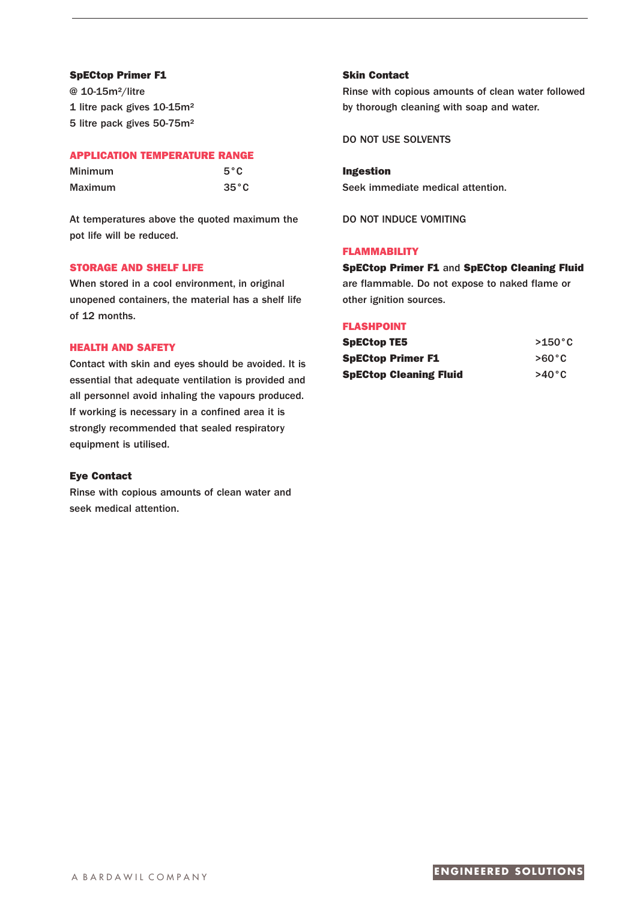**SpECtop Primer F1**

@ 10-15m²/litre

1 litre pack gives 10-15m²

5 litre pack gives 50-75m²

## APPLICATION TEMPERATURE RANGE

| | |
|---|---|
| Minimum | 5°C |
| Maximum | 35°C |

At temperatures above the quoted maximum the pot life will be reduced.

## STORAGE AND SHELF LIFE

When stored in a cool environment, in original unopened containers, the material has a shelf life of 12 months.

## HEALTH AND SAFETY

Contact with skin and eyes should be avoided. It is essential that adequate ventilation is provided and all personnel avoid inhaling the vapours produced. If working is necessary in a confined area it is strongly recommended that sealed respiratory equipment is utilised.

### Eye Contact

Rinse with copious amounts of clean water and seek medical attention.

### Skin Contact

Rinse with copious amounts of clean water followed by thorough cleaning with soap and water.

DO NOT USE SOLVENTS

### Ingestion

Seek immediate medical attention.

DO NOT INDUCE VOMITING

## FLAMMABILITY

**SpECtop Primer F1** and **SpECtop Cleaning Fluid** are flammable. Do not expose to naked flame or other ignition sources.

## FLASHPOINT

| | |
|---|---|
| **SpECtop TE5** | >150°C |
| **SpECtop Primer F1** | >60°C |
| **SpECtop Cleaning Fluid** | >40°C |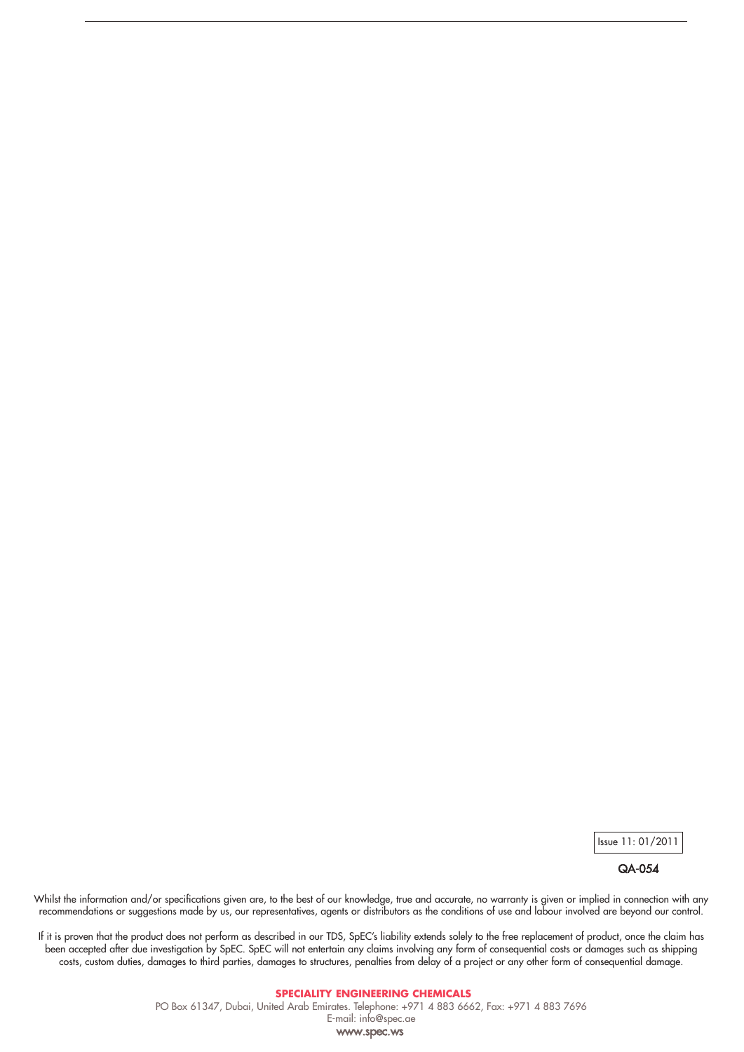Issue 11: 01/2011

QA-054

Whilst the information and/or specifications given are, to the best of our knowledge, true and accurate, no warranty is given or implied in connection with any recommendations or suggestions made by us, our representatives, agents or distributors as the conditions of use and labour involved are beyond our control.

If it is proven that the product does not perform as described in our TDS, SpEC's liability extends solely to the free replacement of product, once the claim has been accepted after due investigation by SpEC. SpEC will not entertain any claims involving any form of consequential costs or damages such as shipping costs, custom duties, damages to third parties, damages to structures, penalties from delay of a project or any other form of consequential damage.

**SPECIALITY ENGINEERING CHEMICALS**

PO Box 61347, Dubai, United Arab Emirates. Telephone: +971 4 883 6662, Fax: +971 4 883 7696

E-mail: info@spec.ae

www.spec.ws